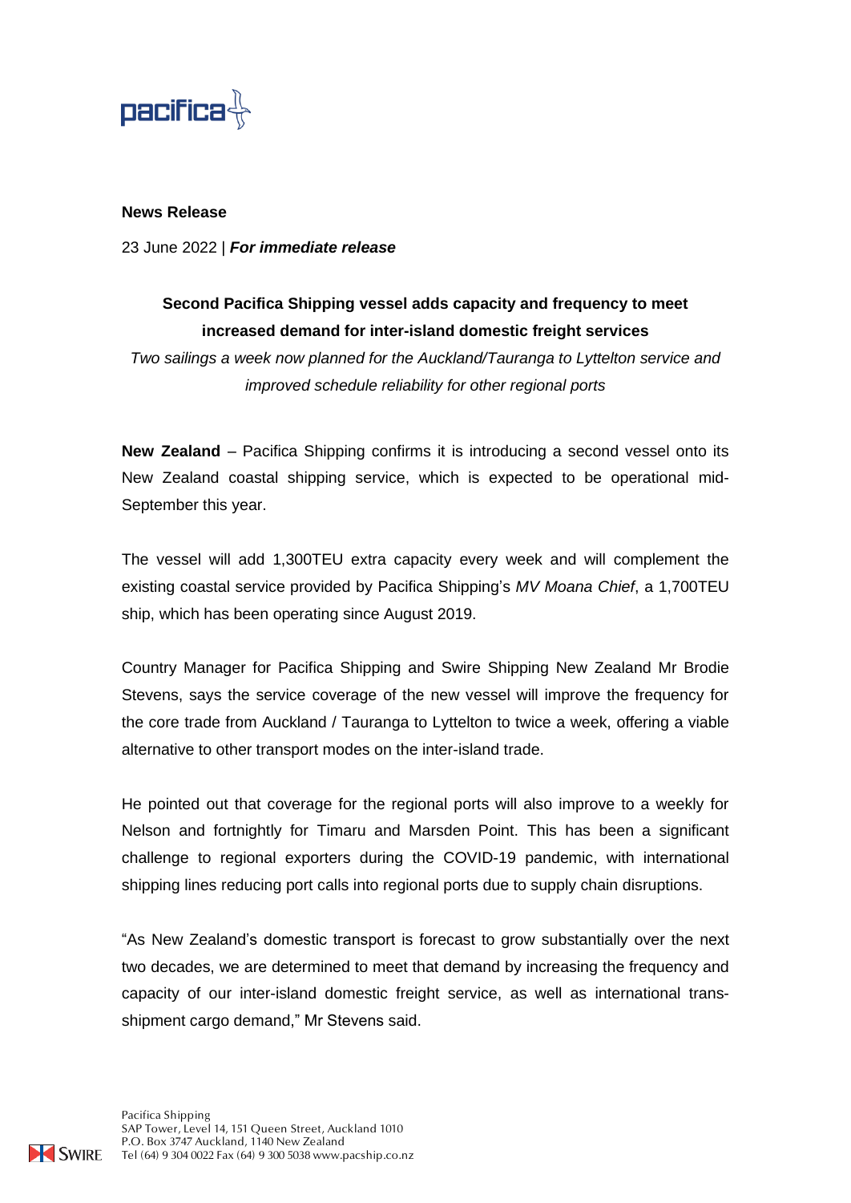**News Release**

23 June 2022 | ***For immediate release***

**Second Pacifica Shipping vessel adds capacity and frequency to meet increased demand for inter-island domestic freight services**

*Two sailings a week now planned for the Auckland/Tauranga to Lyttelton service and improved schedule reliability for other regional ports*

**New Zealand** – Pacifica Shipping confirms it is introducing a second vessel onto its New Zealand coastal shipping service, which is expected to be operational mid-September this year.

The vessel will add 1,300TEU extra capacity every week and will complement the existing coastal service provided by Pacifica Shipping's *MV Moana Chief*, a 1,700TEU ship, which has been operating since August 2019.

Country Manager for Pacifica Shipping and Swire Shipping New Zealand Mr Brodie Stevens, says the service coverage of the new vessel will improve the frequency for the core trade from Auckland / Tauranga to Lyttelton to twice a week, offering a viable alternative to other transport modes on the inter-island trade.

He pointed out that coverage for the regional ports will also improve to a weekly for Nelson and fortnightly for Timaru and Marsden Point. This has been a significant challenge to regional exporters during the COVID-19 pandemic, with international shipping lines reducing port calls into regional ports due to supply chain disruptions.

"As New Zealand's domestic transport is forecast to grow substantially over the next two decades, we are determined to meet that demand by increasing the frequency and capacity of our inter-island domestic freight service, as well as international trans-shipment cargo demand," Mr Stevens said.

Pacifica Shipping
SAP Tower, Level 14, 151 Queen Street, Auckland 1010
P.O. Box 3747 Auckland, 1140 New Zealand
Tel (64) 9 304 0022 Fax (64) 9 300 5038 www.pacship.co.nz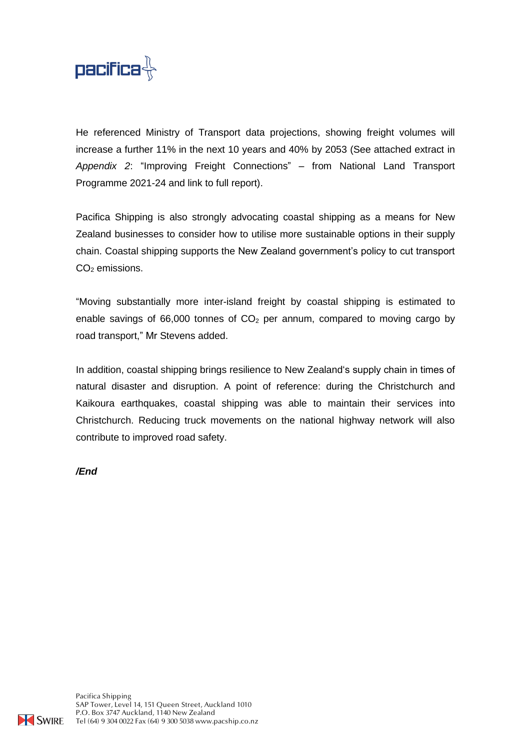He referenced Ministry of Transport data projections, showing freight volumes will increase a further 11% in the next 10 years and 40% by 2053 (See attached extract in *Appendix 2*: "Improving Freight Connections" – from National Land Transport Programme 2021-24 and link to full report).

Pacifica Shipping is also strongly advocating coastal shipping as a means for New Zealand businesses to consider how to utilise more sustainable options in their supply chain. Coastal shipping supports the New Zealand government's policy to cut transport $CO_2$ emissions.

"Moving substantially more inter-island freight by coastal shipping is estimated to enable savings of 66,000 tonnes of $CO_2$ per annum, compared to moving cargo by road transport," Mr Stevens added.

In addition, coastal shipping brings resilience to New Zealand's supply chain in times of natural disaster and disruption. A point of reference: during the Christchurch and Kaikoura earthquakes, coastal shipping was able to maintain their services into Christchurch. Reducing truck movements on the national highway network will also contribute to improved road safety.

***/End***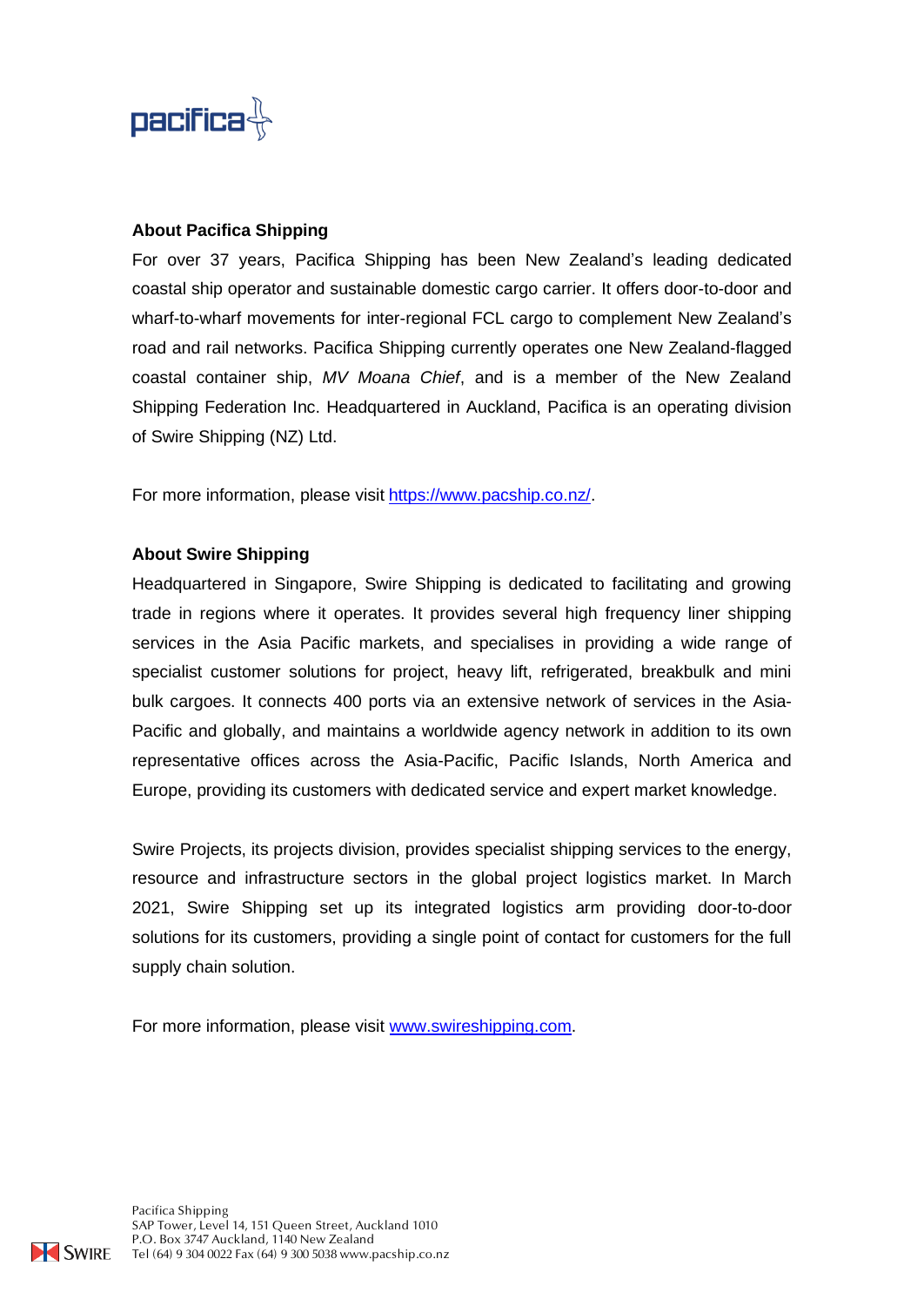**About Pacifica Shipping**

For over 37 years, Pacifica Shipping has been New Zealand's leading dedicated coastal ship operator and sustainable domestic cargo carrier. It offers door-to-door and wharf-to-wharf movements for inter-regional FCL cargo to complement New Zealand's road and rail networks. Pacifica Shipping currently operates one New Zealand-flagged coastal container ship, *MV Moana Chief*, and is a member of the New Zealand Shipping Federation Inc. Headquartered in Auckland, Pacifica is an operating division of Swire Shipping (NZ) Ltd.

For more information, please visit [https://www.pacship.co.nz/](https://www.pacship.co.nz/).

**About Swire Shipping**

Headquartered in Singapore, Swire Shipping is dedicated to facilitating and growing trade in regions where it operates. It provides several high frequency liner shipping services in the Asia Pacific markets, and specialises in providing a wide range of specialist customer solutions for project, heavy lift, refrigerated, breakbulk and mini bulk cargoes. It connects 400 ports via an extensive network of services in the Asia-Pacific and globally, and maintains a worldwide agency network in addition to its own representative offices across the Asia-Pacific, Pacific Islands, North America and Europe, providing its customers with dedicated service and expert market knowledge.

Swire Projects, its projects division, provides specialist shipping services to the energy, resource and infrastructure sectors in the global project logistics market. In March 2021, Swire Shipping set up its integrated logistics arm providing door-to-door solutions for its customers, providing a single point of contact for customers for the full supply chain solution.

For more information, please visit [www.swireshipping.com](www.swireshipping.com).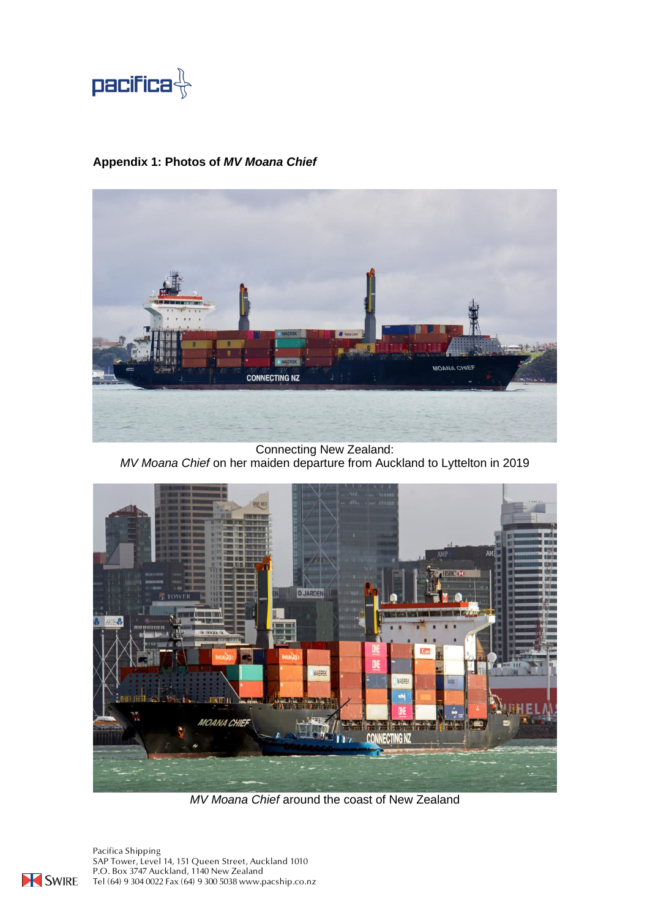**Appendix 1: Photos of *MV Moana Chief***

Connecting New Zealand:
*MV Moana Chief* on her maiden departure from Auckland to Lyttelton in 2019

*MV Moana Chief* around the coast of New Zealand

Pacifica Shipping
SAP Tower, Level 14, 151 Queen Street, Auckland 1010
P.O. Box 3747 Auckland, 1140 New Zealand
Tel (64) 9 304 0022 Fax (64) 9 300 5038 www.pacship.co.nz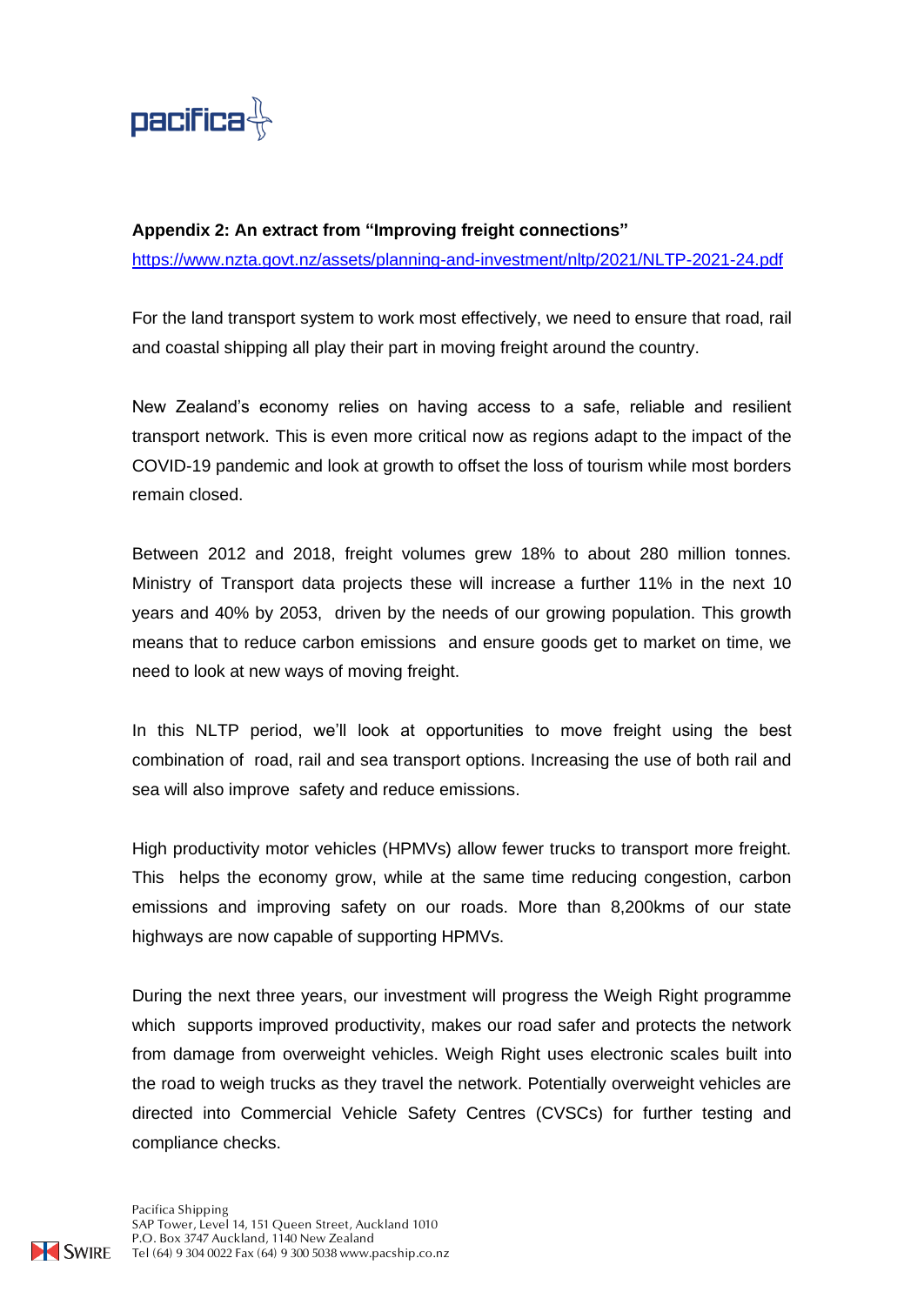**Appendix 2: An extract from "Improving freight connections"**

https://www.nzta.govt.nz/assets/planning-and-investment/nltp/2021/NLTP-2021-24.pdf

For the land transport system to work most effectively, we need to ensure that road, rail and coastal shipping all play their part in moving freight around the country.

New Zealand's economy relies on having access to a safe, reliable and resilient transport network. This is even more critical now as regions adapt to the impact of the COVID-19 pandemic and look at growth to offset the loss of tourism while most borders remain closed.

Between 2012 and 2018, freight volumes grew 18% to about 280 million tonnes. Ministry of Transport data projects these will increase a further 11% in the next 10 years and 40% by 2053, driven by the needs of our growing population. This growth means that to reduce carbon emissions and ensure goods get to market on time, we need to look at new ways of moving freight.

In this NLTP period, we'll look at opportunities to move freight using the best combination of road, rail and sea transport options. Increasing the use of both rail and sea will also improve safety and reduce emissions.

High productivity motor vehicles (HPMVs) allow fewer trucks to transport more freight. This helps the economy grow, while at the same time reducing congestion, carbon emissions and improving safety on our roads. More than 8,200kms of our state highways are now capable of supporting HPMVs.

During the next three years, our investment will progress the Weigh Right programme which supports improved productivity, makes our road safer and protects the network from damage from overweight vehicles. Weigh Right uses electronic scales built into the road to weigh trucks as they travel the network. Potentially overweight vehicles are directed into Commercial Vehicle Safety Centres (CVSCs) for further testing and compliance checks.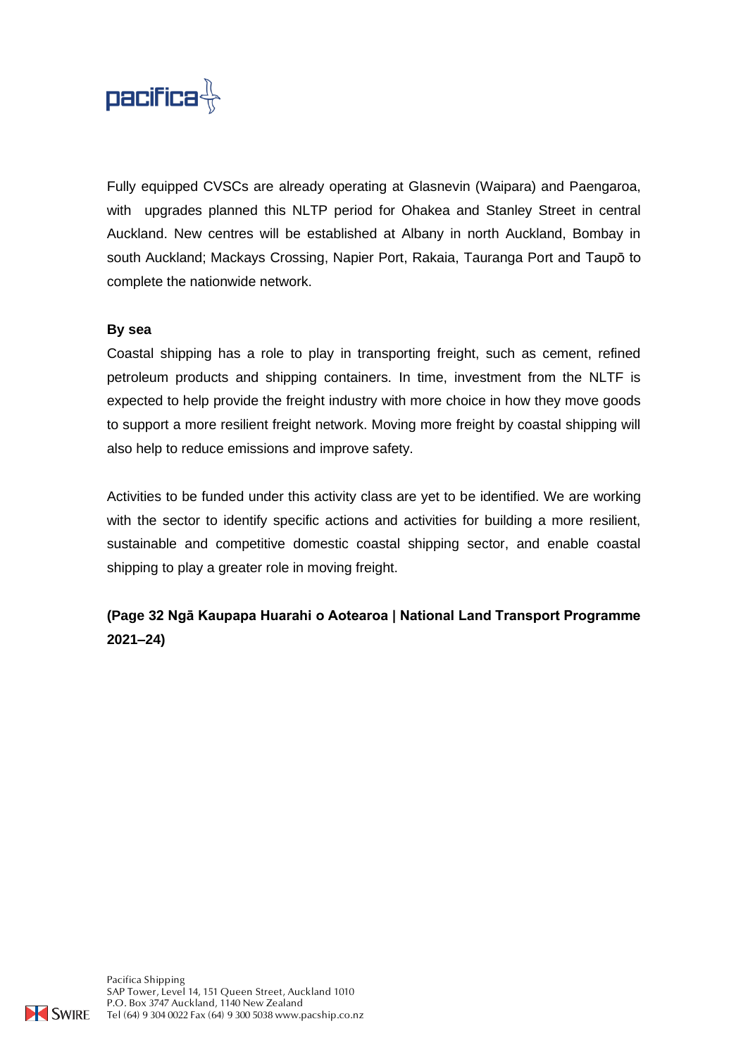Fully equipped CVSCs are already operating at Glasnevin (Waipara) and Paengaroa, with upgrades planned this NLTP period for Ohakea and Stanley Street in central Auckland. New centres will be established at Albany in north Auckland, Bombay in south Auckland; Mackays Crossing, Napier Port, Rakaia, Tauranga Port and Taupō to complete the nationwide network.

**By sea**

Coastal shipping has a role to play in transporting freight, such as cement, refined petroleum products and shipping containers. In time, investment from the NLTF is expected to help provide the freight industry with more choice in how they move goods to support a more resilient freight network. Moving more freight by coastal shipping will also help to reduce emissions and improve safety.

Activities to be funded under this activity class are yet to be identified. We are working with the sector to identify specific actions and activities for building a more resilient, sustainable and competitive domestic coastal shipping sector, and enable coastal shipping to play a greater role in moving freight.

**(Page 32 Ngā Kaupapa Huarahi o Aotearoa | National Land Transport Programme 2021–24)**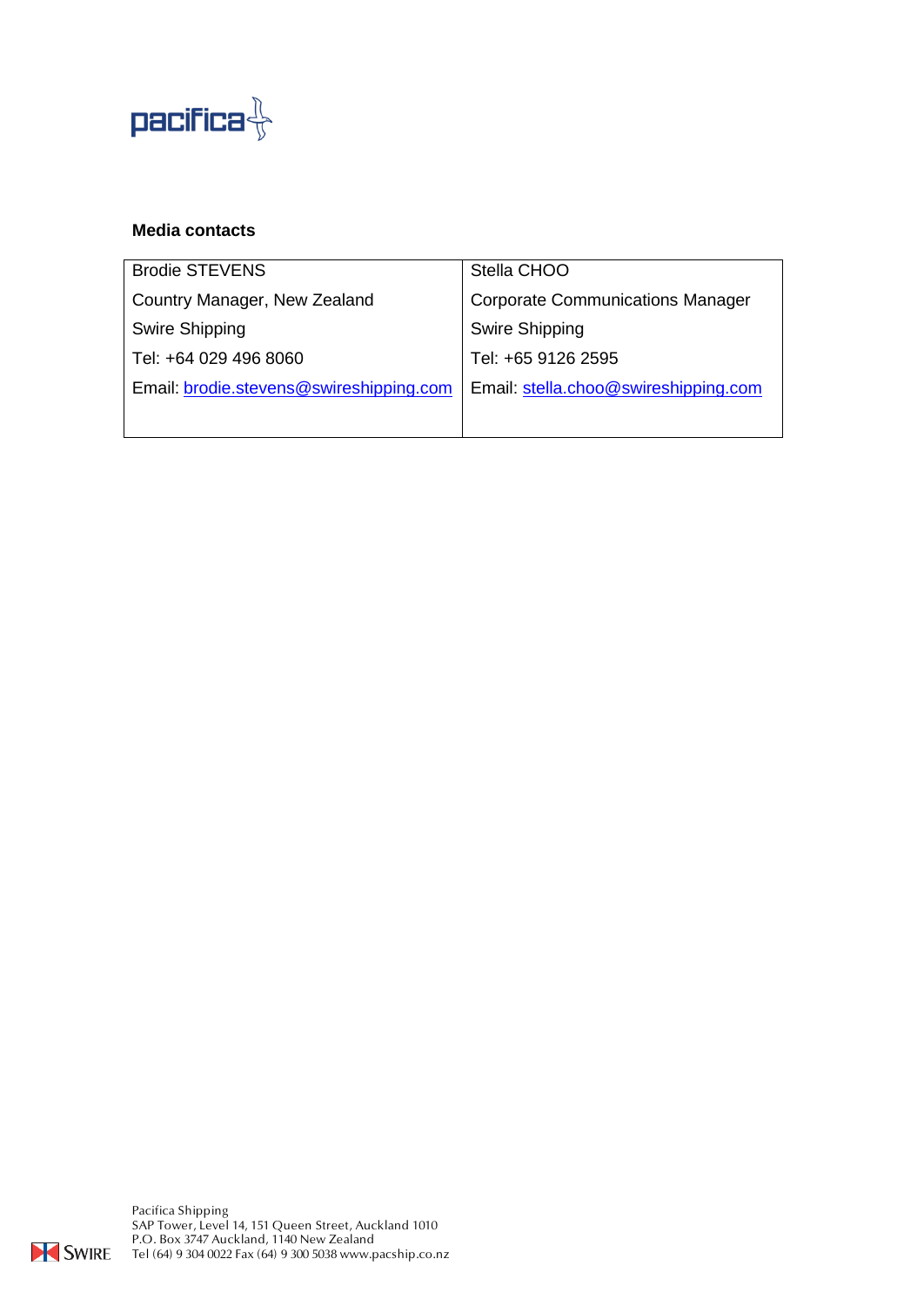**Media contacts**

| | |
|---|---|
| Brodie STEVENS<br>Country Manager, New Zealand<br>Swire Shipping<br>Tel: +64 029 496 8060<br>Email: brodie.stevens@swireshipping.com | Stella CHOO<br>Corporate Communications Manager<br>Swire Shipping<br>Tel: +65 9126 2595<br>Email: stella.choo@swireshipping.com |

Pacifica Shipping
SAP Tower, Level 14, 151 Queen Street, Auckland 1010
P.O. Box 3747 Auckland, 1140 New Zealand
Tel (64) 9 304 0022 Fax (64) 9 300 5038 www.pacship.co.nz